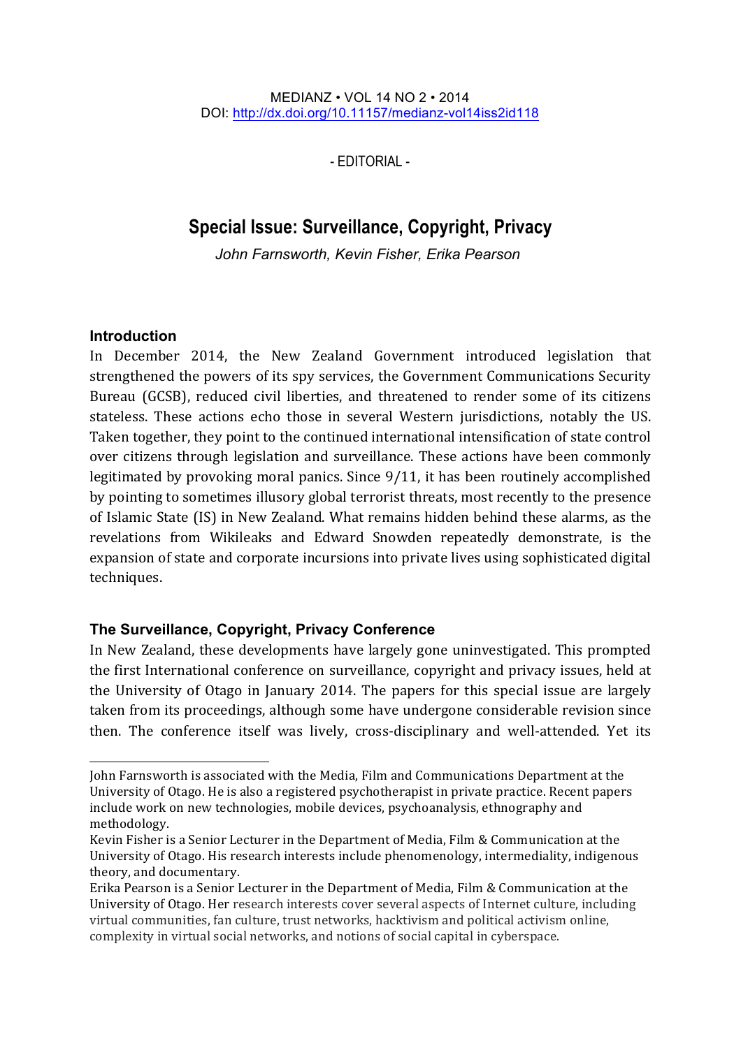MEDIANZ • VOL 14 NO 2 • 2014
DOI: http://dx.doi.org/10.11157/medianz-vol14iss2id118

- EDITORIAL -

# Special Issue: Surveillance, Copyright, Privacy

*John Farnsworth, Kevin Fisher, Erika Pearson*

## Introduction

In December 2014, the New Zealand Government introduced legislation that strengthened the powers of its spy services, the Government Communications Security Bureau (GCSB), reduced civil liberties, and threatened to render some of its citizens stateless. These actions echo those in several Western jurisdictions, notably the US. Taken together, they point to the continued international intensification of state control over citizens through legislation and surveillance. These actions have been commonly legitimated by provoking moral panics. Since 9/11, it has been routinely accomplished by pointing to sometimes illusory global terrorist threats, most recently to the presence of Islamic State (IS) in New Zealand. What remains hidden behind these alarms, as the revelations from Wikileaks and Edward Snowden repeatedly demonstrate, is the expansion of state and corporate incursions into private lives using sophisticated digital techniques.

## The Surveillance, Copyright, Privacy Conference

In New Zealand, these developments have largely gone uninvestigated. This prompted the first International conference on surveillance, copyright and privacy issues, held at the University of Otago in January 2014. The papers for this special issue are largely taken from its proceedings, although some have undergone considerable revision since then. The conference itself was lively, cross-disciplinary and well-attended. Yet its

---

John Farnsworth is associated with the Media, Film and Communications Department at the University of Otago. He is also a registered psychotherapist in private practice. Recent papers include work on new technologies, mobile devices, psychoanalysis, ethnography and methodology.

Kevin Fisher is a Senior Lecturer in the Department of Media, Film & Communication at the University of Otago. His research interests include phenomenology, intermediality, indigenous theory, and documentary.

Erika Pearson is a Senior Lecturer in the Department of Media, Film & Communication at the University of Otago. Her research interests cover several aspects of Internet culture, including virtual communities, fan culture, trust networks, hacktivism and political activism online, complexity in virtual social networks, and notions of social capital in cyberspace.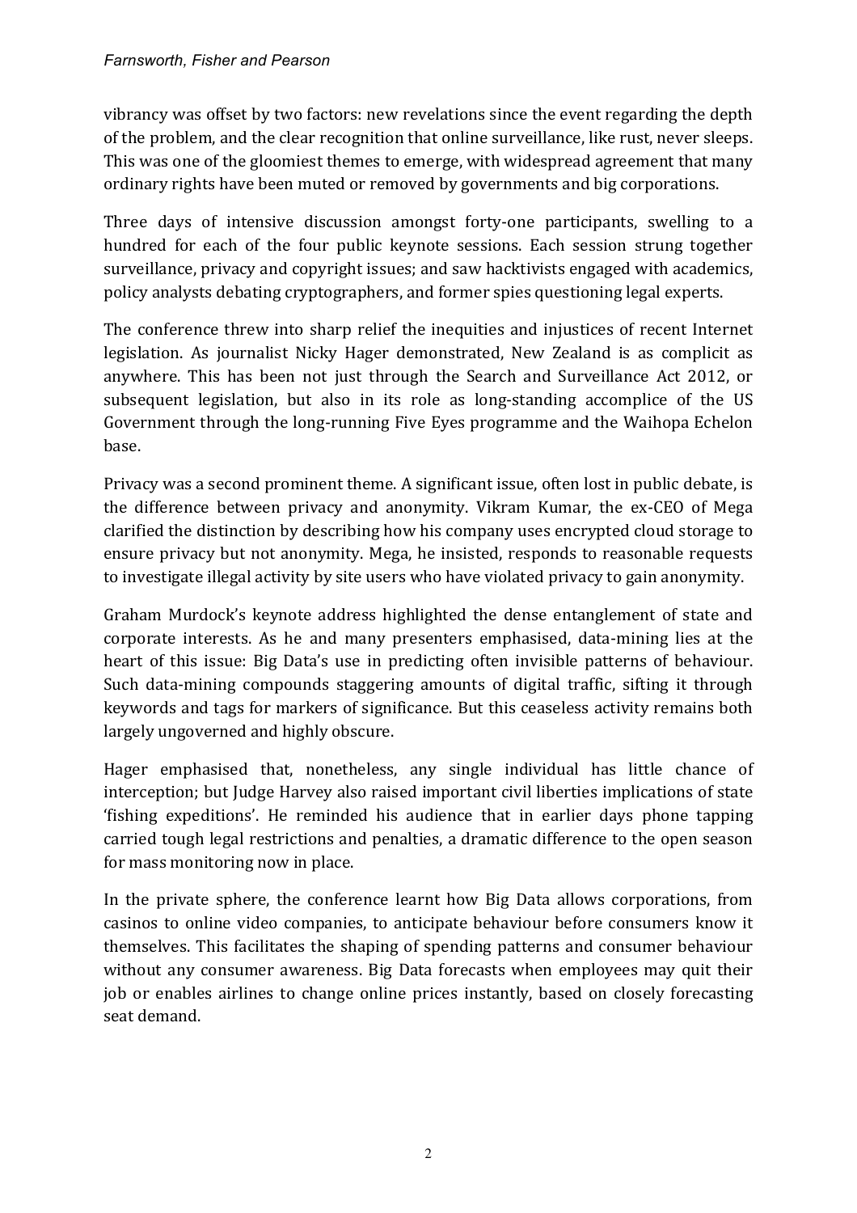vibrancy was offset by two factors: new revelations since the event regarding the depth of the problem, and the clear recognition that online surveillance, like rust, never sleeps. This was one of the gloomiest themes to emerge, with widespread agreement that many ordinary rights have been muted or removed by governments and big corporations.

Three days of intensive discussion amongst forty-one participants, swelling to a hundred for each of the four public keynote sessions. Each session strung together surveillance, privacy and copyright issues; and saw hacktivists engaged with academics, policy analysts debating cryptographers, and former spies questioning legal experts.

The conference threw into sharp relief the inequities and injustices of recent Internet legislation. As journalist Nicky Hager demonstrated, New Zealand is as complicit as anywhere. This has been not just through the Search and Surveillance Act 2012, or subsequent legislation, but also in its role as long-standing accomplice of the US Government through the long-running Five Eyes programme and the Waihopa Echelon base.

Privacy was a second prominent theme. A significant issue, often lost in public debate, is the difference between privacy and anonymity. Vikram Kumar, the ex-CEO of Mega clarified the distinction by describing how his company uses encrypted cloud storage to ensure privacy but not anonymity. Mega, he insisted, responds to reasonable requests to investigate illegal activity by site users who have violated privacy to gain anonymity.

Graham Murdock's keynote address highlighted the dense entanglement of state and corporate interests. As he and many presenters emphasised, data-mining lies at the heart of this issue: Big Data's use in predicting often invisible patterns of behaviour. Such data-mining compounds staggering amounts of digital traffic, sifting it through keywords and tags for markers of significance. But this ceaseless activity remains both largely ungoverned and highly obscure.

Hager emphasised that, nonetheless, any single individual has little chance of interception; but Judge Harvey also raised important civil liberties implications of state 'fishing expeditions'. He reminded his audience that in earlier days phone tapping carried tough legal restrictions and penalties, a dramatic difference to the open season for mass monitoring now in place.

In the private sphere, the conference learnt how Big Data allows corporations, from casinos to online video companies, to anticipate behaviour before consumers know it themselves. This facilitates the shaping of spending patterns and consumer behaviour without any consumer awareness. Big Data forecasts when employees may quit their job or enables airlines to change online prices instantly, based on closely forecasting seat demand.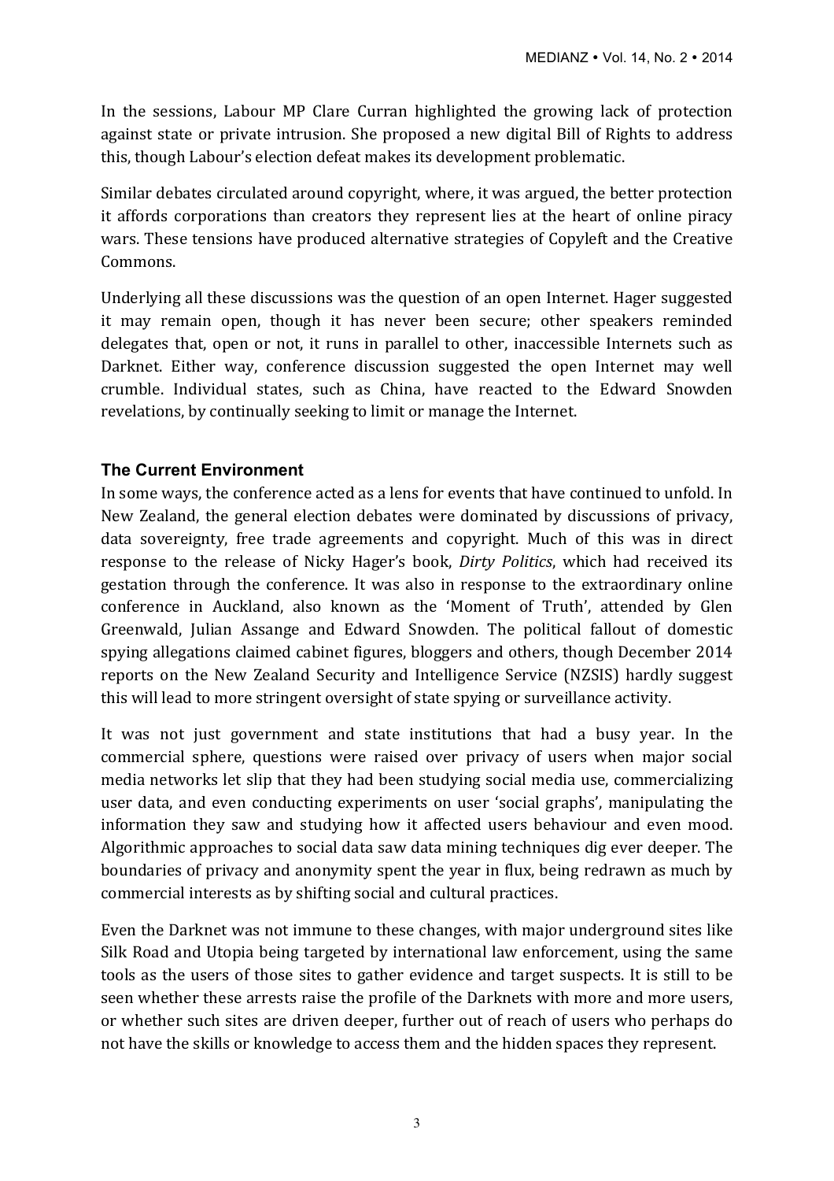In the sessions, Labour MP Clare Curran highlighted the growing lack of protection against state or private intrusion. She proposed a new digital Bill of Rights to address this, though Labour's election defeat makes its development problematic.

Similar debates circulated around copyright, where, it was argued, the better protection it affords corporations than creators they represent lies at the heart of online piracy wars. These tensions have produced alternative strategies of Copyleft and the Creative Commons.

Underlying all these discussions was the question of an open Internet. Hager suggested it may remain open, though it has never been secure; other speakers reminded delegates that, open or not, it runs in parallel to other, inaccessible Internets such as Darknet. Either way, conference discussion suggested the open Internet may well crumble. Individual states, such as China, have reacted to the Edward Snowden revelations, by continually seeking to limit or manage the Internet.

### The Current Environment

In some ways, the conference acted as a lens for events that have continued to unfold. In New Zealand, the general election debates were dominated by discussions of privacy, data sovereignty, free trade agreements and copyright. Much of this was in direct response to the release of Nicky Hager's book, *Dirty Politics*, which had received its gestation through the conference. It was also in response to the extraordinary online conference in Auckland, also known as the 'Moment of Truth', attended by Glen Greenwald, Julian Assange and Edward Snowden. The political fallout of domestic spying allegations claimed cabinet figures, bloggers and others, though December 2014 reports on the New Zealand Security and Intelligence Service (NZSIS) hardly suggest this will lead to more stringent oversight of state spying or surveillance activity.

It was not just government and state institutions that had a busy year. In the commercial sphere, questions were raised over privacy of users when major social media networks let slip that they had been studying social media use, commercializing user data, and even conducting experiments on user 'social graphs', manipulating the information they saw and studying how it affected users behaviour and even mood. Algorithmic approaches to social data saw data mining techniques dig ever deeper. The boundaries of privacy and anonymity spent the year in flux, being redrawn as much by commercial interests as by shifting social and cultural practices.

Even the Darknet was not immune to these changes, with major underground sites like Silk Road and Utopia being targeted by international law enforcement, using the same tools as the users of those sites to gather evidence and target suspects. It is still to be seen whether these arrests raise the profile of the Darknets with more and more users, or whether such sites are driven deeper, further out of reach of users who perhaps do not have the skills or knowledge to access them and the hidden spaces they represent.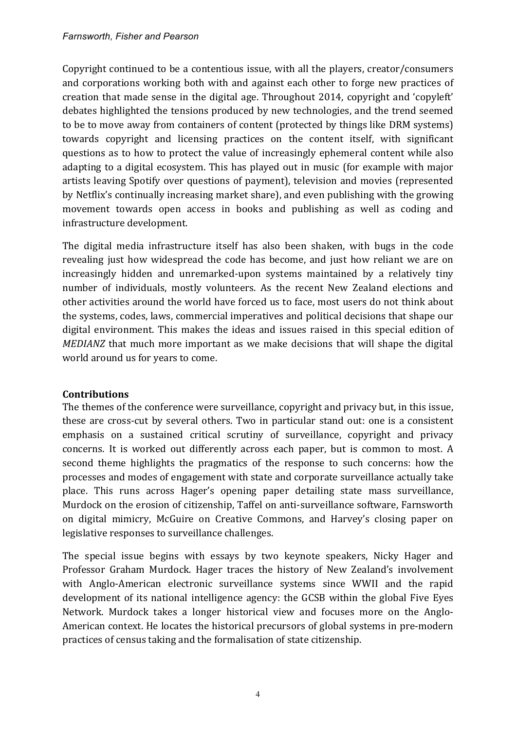Copyright continued to be a contentious issue, with all the players, creator/consumers and corporations working both with and against each other to forge new practices of creation that made sense in the digital age. Throughout 2014, copyright and 'copyleft' debates highlighted the tensions produced by new technologies, and the trend seemed to be to move away from containers of content (protected by things like DRM systems) towards copyright and licensing practices on the content itself, with significant questions as to how to protect the value of increasingly ephemeral content while also adapting to a digital ecosystem. This has played out in music (for example with major artists leaving Spotify over questions of payment), television and movies (represented by Netflix's continually increasing market share), and even publishing with the growing movement towards open access in books and publishing as well as coding and infrastructure development.

The digital media infrastructure itself has also been shaken, with bugs in the code revealing just how widespread the code has become, and just how reliant we are on increasingly hidden and unremarked-upon systems maintained by a relatively tiny number of individuals, mostly volunteers. As the recent New Zealand elections and other activities around the world have forced us to face, most users do not think about the systems, codes, laws, commercial imperatives and political decisions that shape our digital environment. This makes the ideas and issues raised in this special edition of *MEDIANZ* that much more important as we make decisions that will shape the digital world around us for years to come.

## Contributions

The themes of the conference were surveillance, copyright and privacy but, in this issue, these are cross-cut by several others. Two in particular stand out: one is a consistent emphasis on a sustained critical scrutiny of surveillance, copyright and privacy concerns. It is worked out differently across each paper, but is common to most. A second theme highlights the pragmatics of the response to such concerns: how the processes and modes of engagement with state and corporate surveillance actually take place. This runs across Hager's opening paper detailing state mass surveillance, Murdock on the erosion of citizenship, Taffel on anti-surveillance software, Farnsworth on digital mimicry, McGuire on Creative Commons, and Harvey's closing paper on legislative responses to surveillance challenges.

The special issue begins with essays by two keynote speakers, Nicky Hager and Professor Graham Murdock. Hager traces the history of New Zealand's involvement with Anglo-American electronic surveillance systems since WWII and the rapid development of its national intelligence agency: the GCSB within the global Five Eyes Network. Murdock takes a longer historical view and focuses more on the Anglo-American context. He locates the historical precursors of global systems in pre-modern practices of census taking and the formalisation of state citizenship.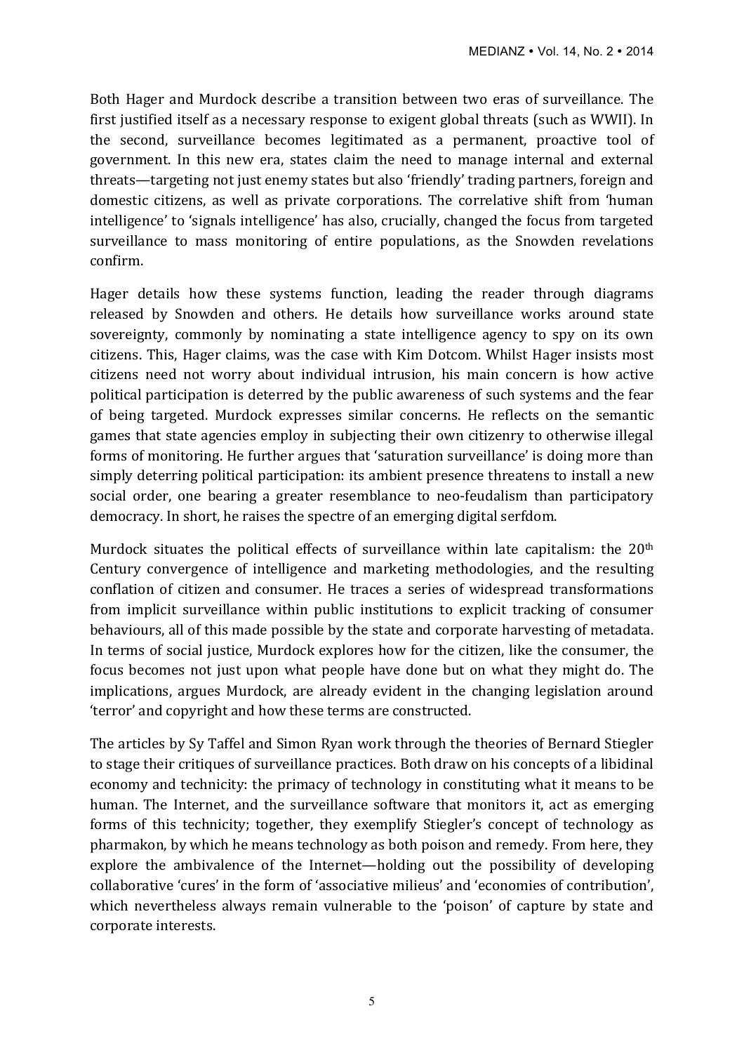Both Hager and Murdock describe a transition between two eras of surveillance. The first justified itself as a necessary response to exigent global threats (such as WWII). In the second, surveillance becomes legitimated as a permanent, proactive tool of government. In this new era, states claim the need to manage internal and external threats—targeting not just enemy states but also 'friendly' trading partners, foreign and domestic citizens, as well as private corporations. The correlative shift from 'human intelligence' to 'signals intelligence' has also, crucially, changed the focus from targeted surveillance to mass monitoring of entire populations, as the Snowden revelations confirm.

Hager details how these systems function, leading the reader through diagrams released by Snowden and others. He details how surveillance works around state sovereignty, commonly by nominating a state intelligence agency to spy on its own citizens. This, Hager claims, was the case with Kim Dotcom. Whilst Hager insists most citizens need not worry about individual intrusion, his main concern is how active political participation is deterred by the public awareness of such systems and the fear of being targeted. Murdock expresses similar concerns. He reflects on the semantic games that state agencies employ in subjecting their own citizenry to otherwise illegal forms of monitoring. He further argues that 'saturation surveillance' is doing more than simply deterring political participation: its ambient presence threatens to install a new social order, one bearing a greater resemblance to neo-feudalism than participatory democracy. In short, he raises the spectre of an emerging digital serfdom.

Murdock situates the political effects of surveillance within late capitalism: the 20th Century convergence of intelligence and marketing methodologies, and the resulting conflation of citizen and consumer. He traces a series of widespread transformations from implicit surveillance within public institutions to explicit tracking of consumer behaviours, all of this made possible by the state and corporate harvesting of metadata. In terms of social justice, Murdock explores how for the citizen, like the consumer, the focus becomes not just upon what people have done but on what they might do. The implications, argues Murdock, are already evident in the changing legislation around 'terror' and copyright and how these terms are constructed.

The articles by Sy Taffel and Simon Ryan work through the theories of Bernard Stiegler to stage their critiques of surveillance practices. Both draw on his concepts of a libidinal economy and technicity: the primacy of technology in constituting what it means to be human. The Internet, and the surveillance software that monitors it, act as emerging forms of this technicity; together, they exemplify Stiegler's concept of technology as pharmakon, by which he means technology as both poison and remedy. From here, they explore the ambivalence of the Internet—holding out the possibility of developing collaborative 'cures' in the form of 'associative milieus' and 'economies of contribution', which nevertheless always remain vulnerable to the 'poison' of capture by state and corporate interests.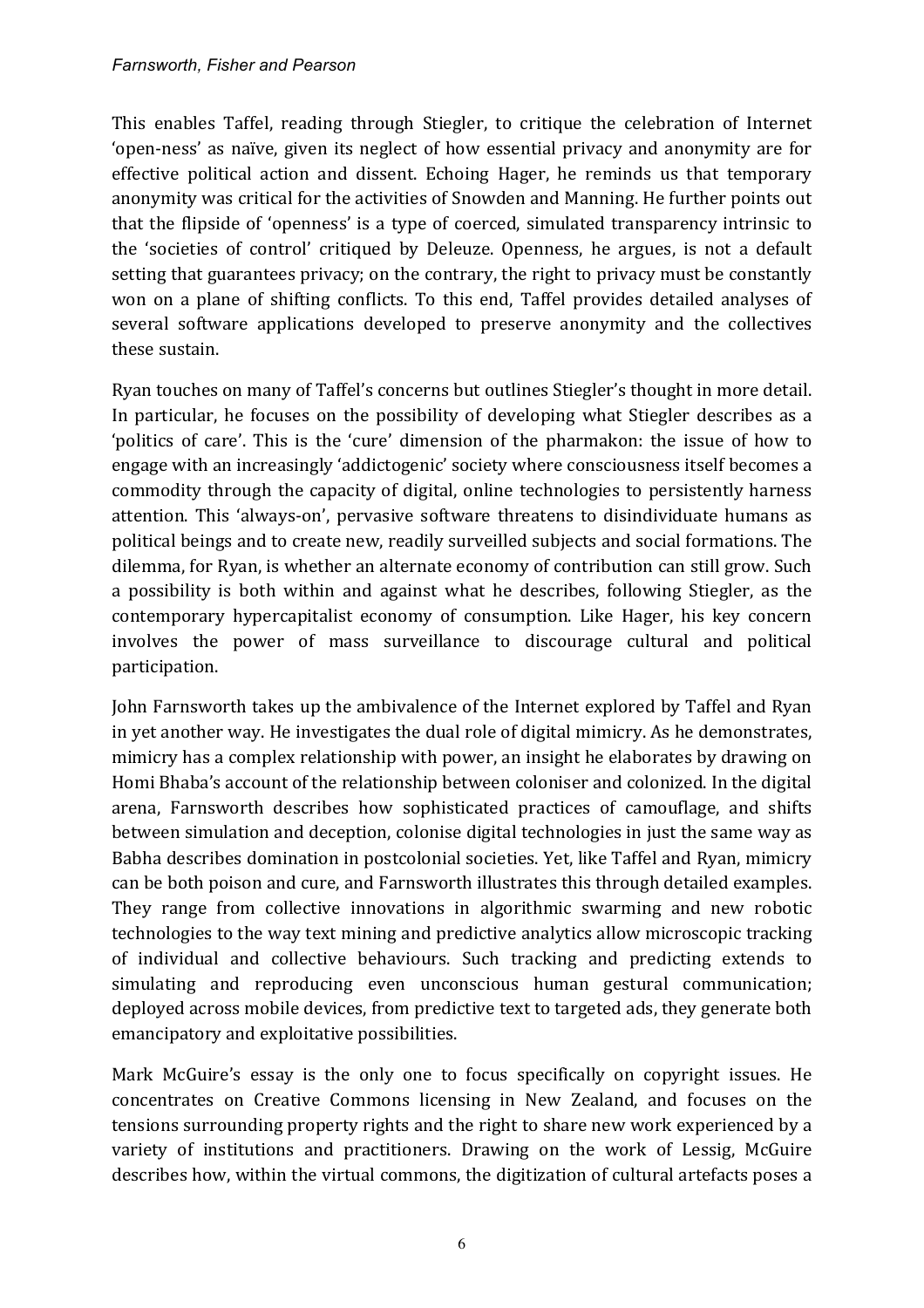This enables Taffel, reading through Stiegler, to critique the celebration of Internet 'open-ness' as naïve, given its neglect of how essential privacy and anonymity are for effective political action and dissent. Echoing Hager, he reminds us that temporary anonymity was critical for the activities of Snowden and Manning. He further points out that the flipside of 'openness' is a type of coerced, simulated transparency intrinsic to the 'societies of control' critiqued by Deleuze. Openness, he argues, is not a default setting that guarantees privacy; on the contrary, the right to privacy must be constantly won on a plane of shifting conflicts. To this end, Taffel provides detailed analyses of several software applications developed to preserve anonymity and the collectives these sustain.

Ryan touches on many of Taffel's concerns but outlines Stiegler's thought in more detail. In particular, he focuses on the possibility of developing what Stiegler describes as a 'politics of care'. This is the 'cure' dimension of the pharmakon: the issue of how to engage with an increasingly 'addictogenic' society where consciousness itself becomes a commodity through the capacity of digital, online technologies to persistently harness attention. This 'always-on', pervasive software threatens to disindividuate humans as political beings and to create new, readily surveilled subjects and social formations. The dilemma, for Ryan, is whether an alternate economy of contribution can still grow. Such a possibility is both within and against what he describes, following Stiegler, as the contemporary hypercapitalist economy of consumption. Like Hager, his key concern involves the power of mass surveillance to discourage cultural and political participation.

John Farnsworth takes up the ambivalence of the Internet explored by Taffel and Ryan in yet another way. He investigates the dual role of digital mimicry. As he demonstrates, mimicry has a complex relationship with power, an insight he elaborates by drawing on Homi Bhaba's account of the relationship between coloniser and colonized. In the digital arena, Farnsworth describes how sophisticated practices of camouflage, and shifts between simulation and deception, colonise digital technologies in just the same way as Babha describes domination in postcolonial societies. Yet, like Taffel and Ryan, mimicry can be both poison and cure, and Farnsworth illustrates this through detailed examples. They range from collective innovations in algorithmic swarming and new robotic technologies to the way text mining and predictive analytics allow microscopic tracking of individual and collective behaviours. Such tracking and predicting extends to simulating and reproducing even unconscious human gestural communication; deployed across mobile devices, from predictive text to targeted ads, they generate both emancipatory and exploitative possibilities.

Mark McGuire's essay is the only one to focus specifically on copyright issues. He concentrates on Creative Commons licensing in New Zealand, and focuses on the tensions surrounding property rights and the right to share new work experienced by a variety of institutions and practitioners. Drawing on the work of Lessig, McGuire describes how, within the virtual commons, the digitization of cultural artefacts poses a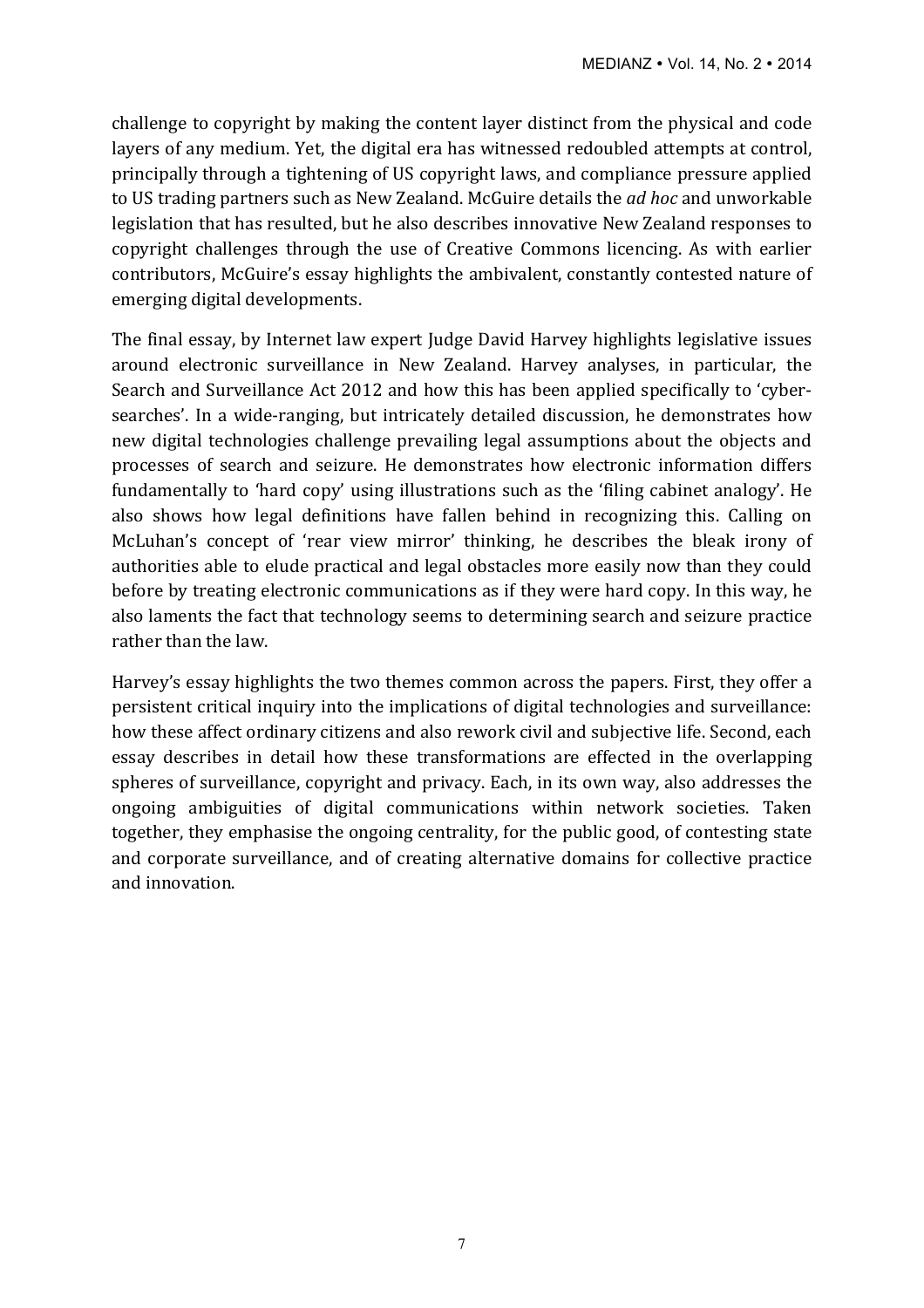challenge to copyright by making the content layer distinct from the physical and code layers of any medium. Yet, the digital era has witnessed redoubled attempts at control, principally through a tightening of US copyright laws, and compliance pressure applied to US trading partners such as New Zealand. McGuire details the *ad hoc* and unworkable legislation that has resulted, but he also describes innovative New Zealand responses to copyright challenges through the use of Creative Commons licencing. As with earlier contributors, McGuire's essay highlights the ambivalent, constantly contested nature of emerging digital developments.

The final essay, by Internet law expert Judge David Harvey highlights legislative issues around electronic surveillance in New Zealand. Harvey analyses, in particular, the Search and Surveillance Act 2012 and how this has been applied specifically to 'cyber-searches'. In a wide-ranging, but intricately detailed discussion, he demonstrates how new digital technologies challenge prevailing legal assumptions about the objects and processes of search and seizure. He demonstrates how electronic information differs fundamentally to 'hard copy' using illustrations such as the 'filing cabinet analogy'. He also shows how legal definitions have fallen behind in recognizing this. Calling on McLuhan's concept of 'rear view mirror' thinking, he describes the bleak irony of authorities able to elude practical and legal obstacles more easily now than they could before by treating electronic communications as if they were hard copy. In this way, he also laments the fact that technology seems to determining search and seizure practice rather than the law.

Harvey's essay highlights the two themes common across the papers. First, they offer a persistent critical inquiry into the implications of digital technologies and surveillance: how these affect ordinary citizens and also rework civil and subjective life. Second, each essay describes in detail how these transformations are effected in the overlapping spheres of surveillance, copyright and privacy. Each, in its own way, also addresses the ongoing ambiguities of digital communications within network societies. Taken together, they emphasise the ongoing centrality, for the public good, of contesting state and corporate surveillance, and of creating alternative domains for collective practice and innovation.